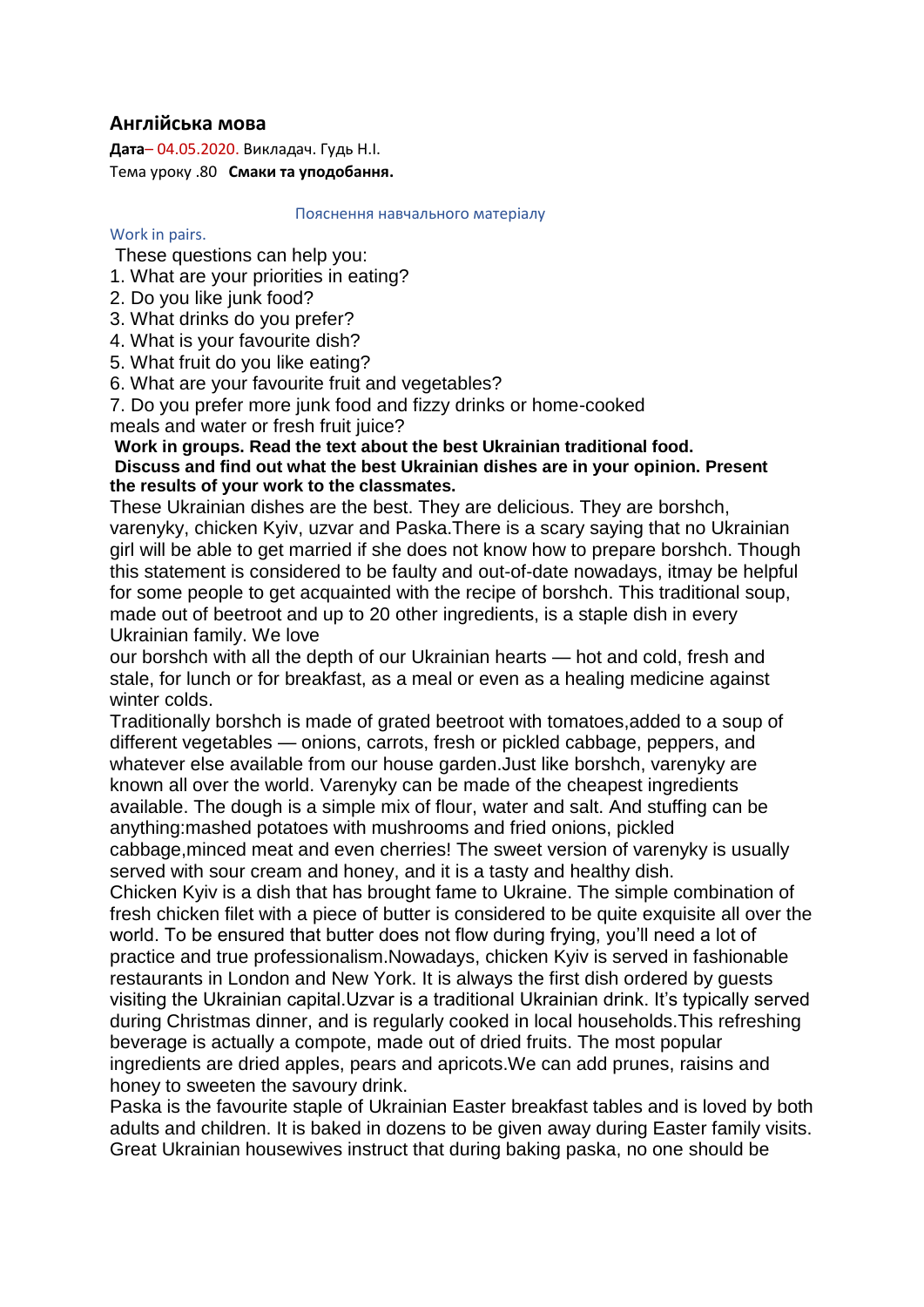## Англійська мова

**Дата**– 04.05.2020. Викладач. Гудь Н.І.

Тема уроку .80 **Смаки та уподобання.**

Пояснення навчального матеріалу

Work in pairs.

These questions can help you:

1. What are your priorities in eating?
2. Do you like junk food?
3. What drinks do you prefer?
4. What is your favourite dish?
5. What fruit do you like eating?
6. What are your favourite fruit and vegetables?
7. Do you prefer more junk food and fizzy drinks or home-cooked meals and water or fresh fruit juice?

**Work in groups. Read the text about the best Ukrainian traditional food. Discuss and find out what the best Ukrainian dishes are in your opinion. Present the results of your work to the classmates.**

These Ukrainian dishes are the best. They are delicious. They are borshch, varenyky, chicken Kyiv, uzvar and Paska.There is a scary saying that no Ukrainian girl will be able to get married if she does not know how to prepare borshch. Though this statement is considered to be faulty and out-of-date nowadays, itmay be helpful for some people to get acquainted with the recipe of borshch. This traditional soup, made out of beetroot and up to 20 other ingredients, is a staple dish in every Ukrainian family. We love our borshch with all the depth of our Ukrainian hearts — hot and cold, fresh and stale, for lunch or for breakfast, as a meal or even as a healing medicine against winter colds.

Traditionally borshch is made of grated beetroot with tomatoes,added to a soup of different vegetables — onions, carrots, fresh or pickled cabbage, peppers, and whatever else available from our house garden.Just like borshch, varenyky are known all over the world. Varenyky can be made of the cheapest ingredients available. The dough is a simple mix of flour, water and salt. And stuffing can be anything:mashed potatoes with mushrooms and fried onions, pickled cabbage,minced meat and even cherries! The sweet version of varenyky is usually served with sour cream and honey, and it is a tasty and healthy dish.

Chicken Kyiv is a dish that has brought fame to Ukraine. The simple combination of fresh chicken filet with a piece of butter is considered to be quite exquisite all over the world. To be ensured that butter does not flow during frying, you'll need a lot of practice and true professionalism.Nowadays, chicken Kyiv is served in fashionable restaurants in London and New York. It is always the first dish ordered by guests visiting the Ukrainian capital.Uzvar is a traditional Ukrainian drink. It's typically served during Christmas dinner, and is regularly cooked in local households.This refreshing beverage is actually a compote, made out of dried fruits. The most popular ingredients are dried apples, pears and apricots.We can add prunes, raisins and honey to sweeten the savoury drink.

Paska is the favourite staple of Ukrainian Easter breakfast tables and is loved by both adults and children. It is baked in dozens to be given away during Easter family visits. Great Ukrainian housewives instruct that during baking paska, no one should be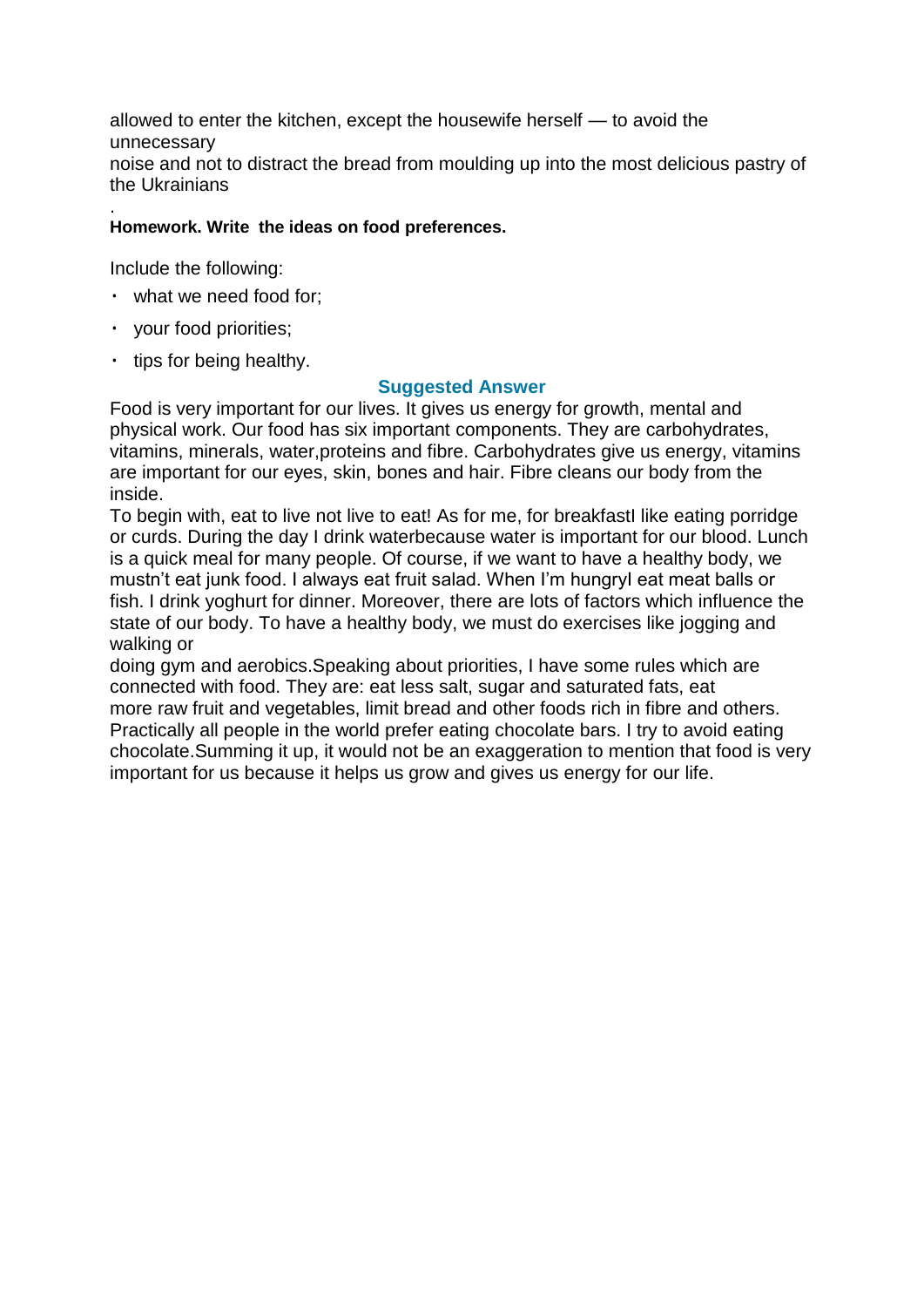allowed to enter the kitchen, except the housewife herself — to avoid the unnecessary
noise and not to distract the bread from moulding up into the most delicious pastry of the Ukrainians

.

**Homework. Write the ideas on food preferences.**

Include the following:

- what we need food for;
- your food priorities;
- tips for being healthy.

**Suggested Answer**

Food is very important for our lives. It gives us energy for growth, mental and physical work. Our food has six important components. They are carbohydrates, vitamins, minerals, water,proteins and fibre. Carbohydrates give us energy, vitamins are important for our eyes, skin, bones and hair. Fibre cleans our body from the inside.
To begin with, eat to live not live to eat! As for me, for breakfastI like eating porridge or curds. During the day I drink waterbecause water is important for our blood. Lunch is a quick meal for many people. Of course, if we want to have a healthy body, we mustn't eat junk food. I always eat fruit salad. When I'm hungryI eat meat balls or fish. I drink yoghurt for dinner. Moreover, there are lots of factors which influence the state of our body. To have a healthy body, we must do exercises like jogging and walking or
doing gym and aerobics.Speaking about priorities, I have some rules which are connected with food. They are: eat less salt, sugar and saturated fats, eat
more raw fruit and vegetables, limit bread and other foods rich in fibre and others. Practically all people in the world prefer eating chocolate bars. I try to avoid eating chocolate.Summing it up, it would not be an exaggeration to mention that food is very important for us because it helps us grow and gives us energy for our life.